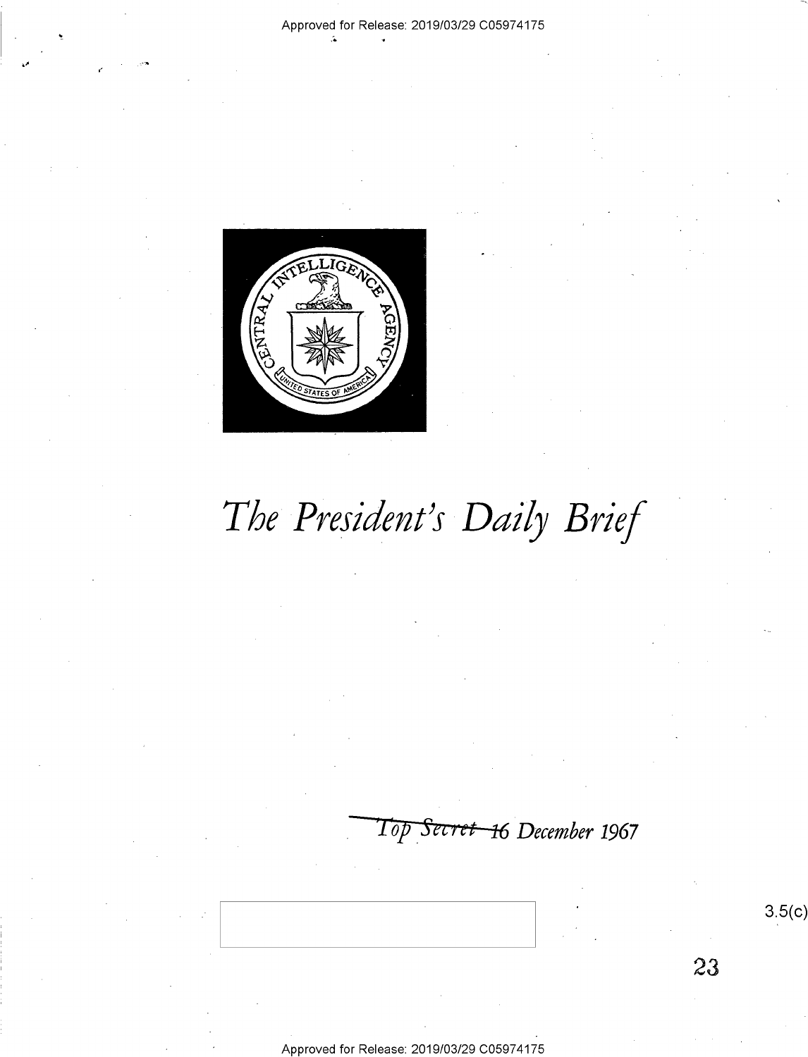# *The President's Daily Brief*

*~~Top Secret~~ 16 December 1967*

3.5(c)

23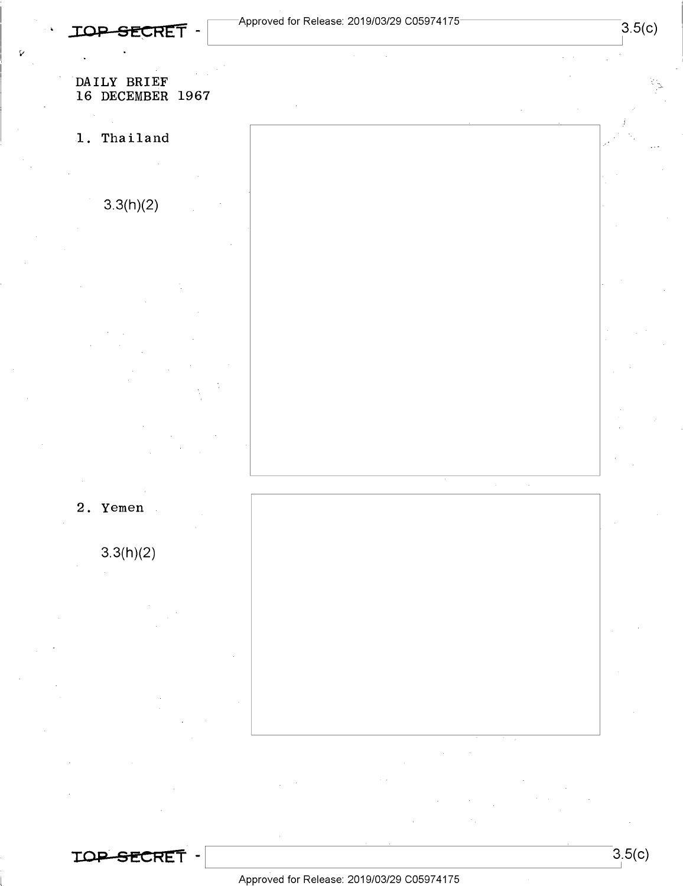DAILY BRIEF
16 DECEMBER 1967

1. Thailand

3.3(h)(2)

2. Yemen

3.3(h)(2)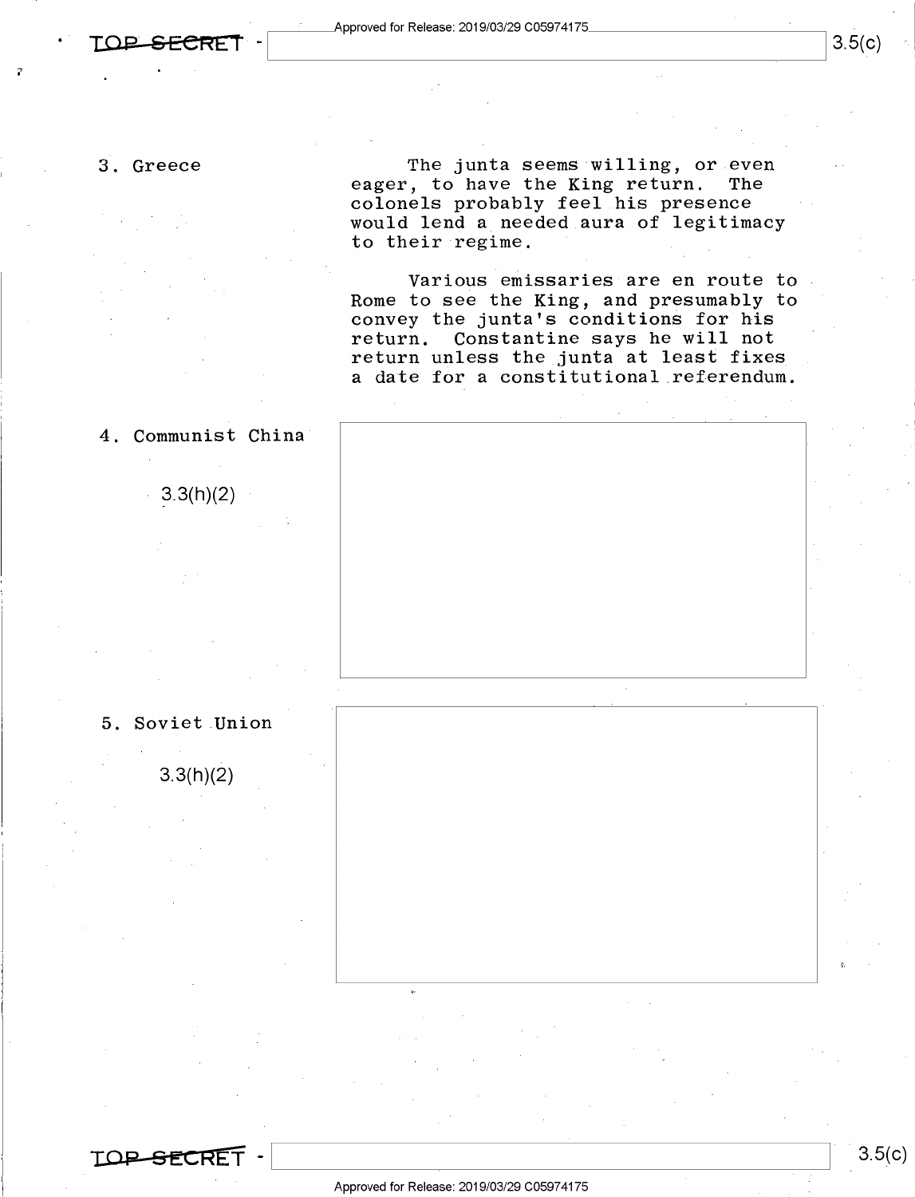3. Greece

The junta seems willing, or even eager, to have the King return. The colonels probably feel his presence would lend a needed aura of legitimacy to their regime.

Various emissaries are en route to Rome to see the King, and presumably to convey the junta's conditions for his return. Constantine says he will not return unless the junta at least fixes a date for a constitutional referendum.

4. Communist China

3.3(h)(2)

5. Soviet Union

3.3(h)(2)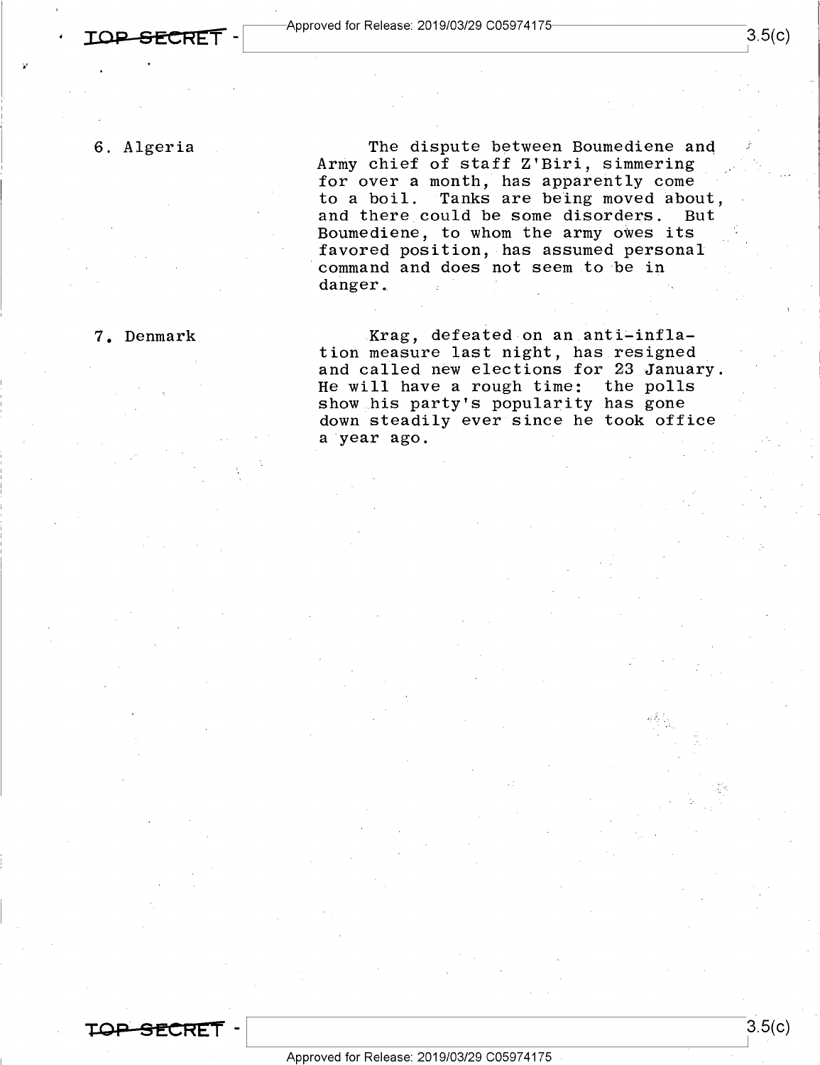6. Algeria

The dispute between Boumediene and Army chief of staff Z'Biri, simmering for over a month, has apparently come to a boil. Tanks are being moved about, and there could be some disorders. But Boumediene, to whom the army owes its favored position, has assumed personal command and does not seem to be in danger.

7. Denmark

Krag, defeated on an anti-inflation measure last night, has resigned and called new elections for 23 January. He will have a rough time: the polls show his party's popularity has gone down steadily ever since he took office a year ago.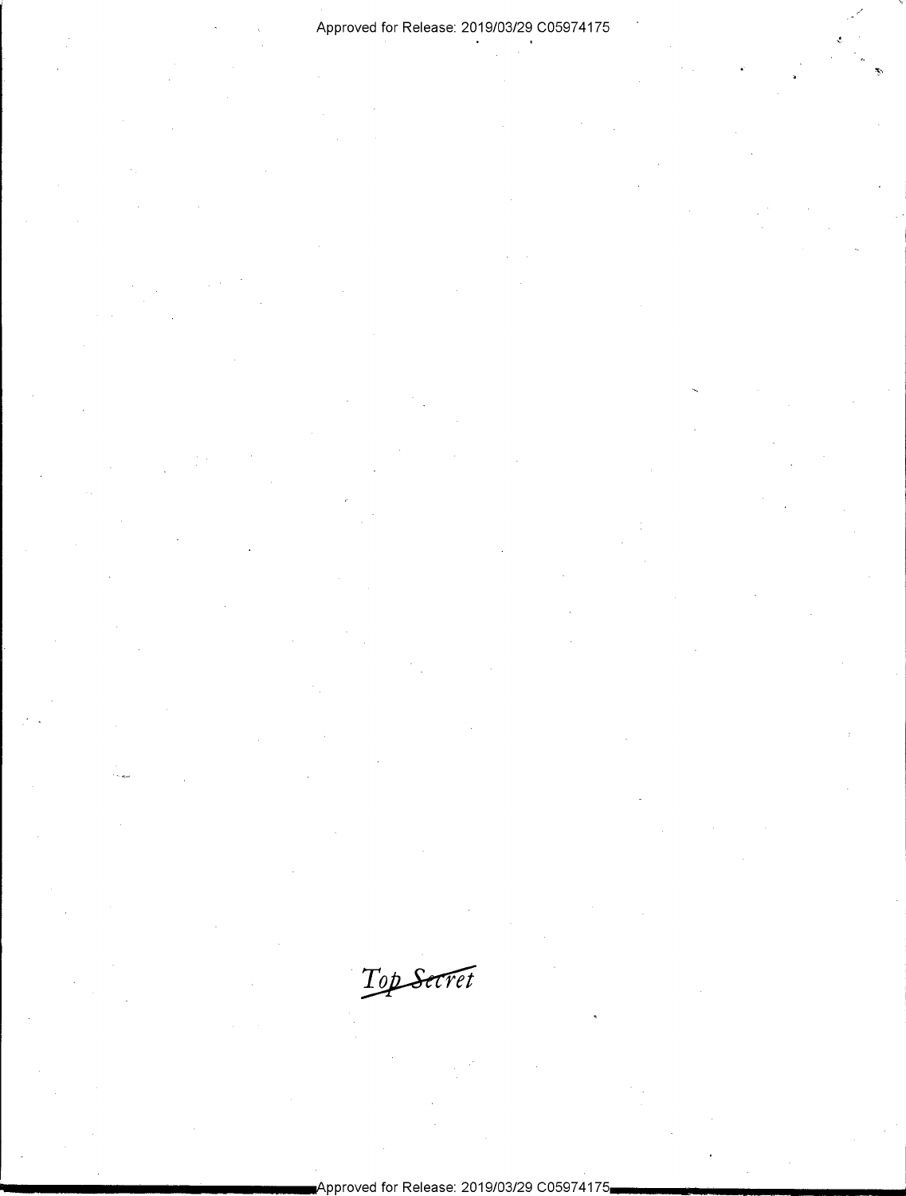Top Secret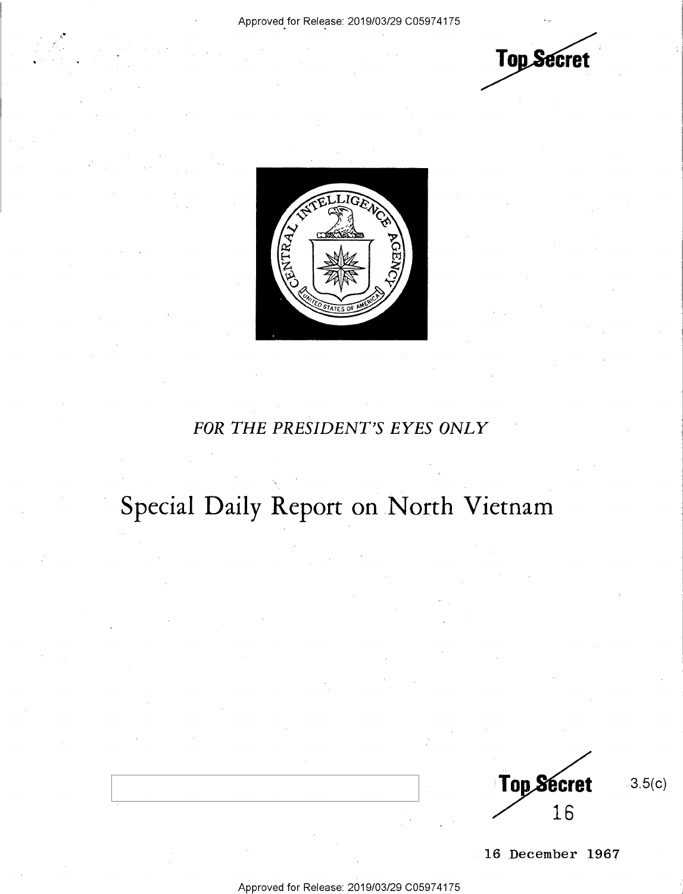Top Secret

FOR THE PRESIDENT'S EYES ONLY

# Special Daily Report on North Vietnam

Top Secret

3.5(c)

16

16 December 1967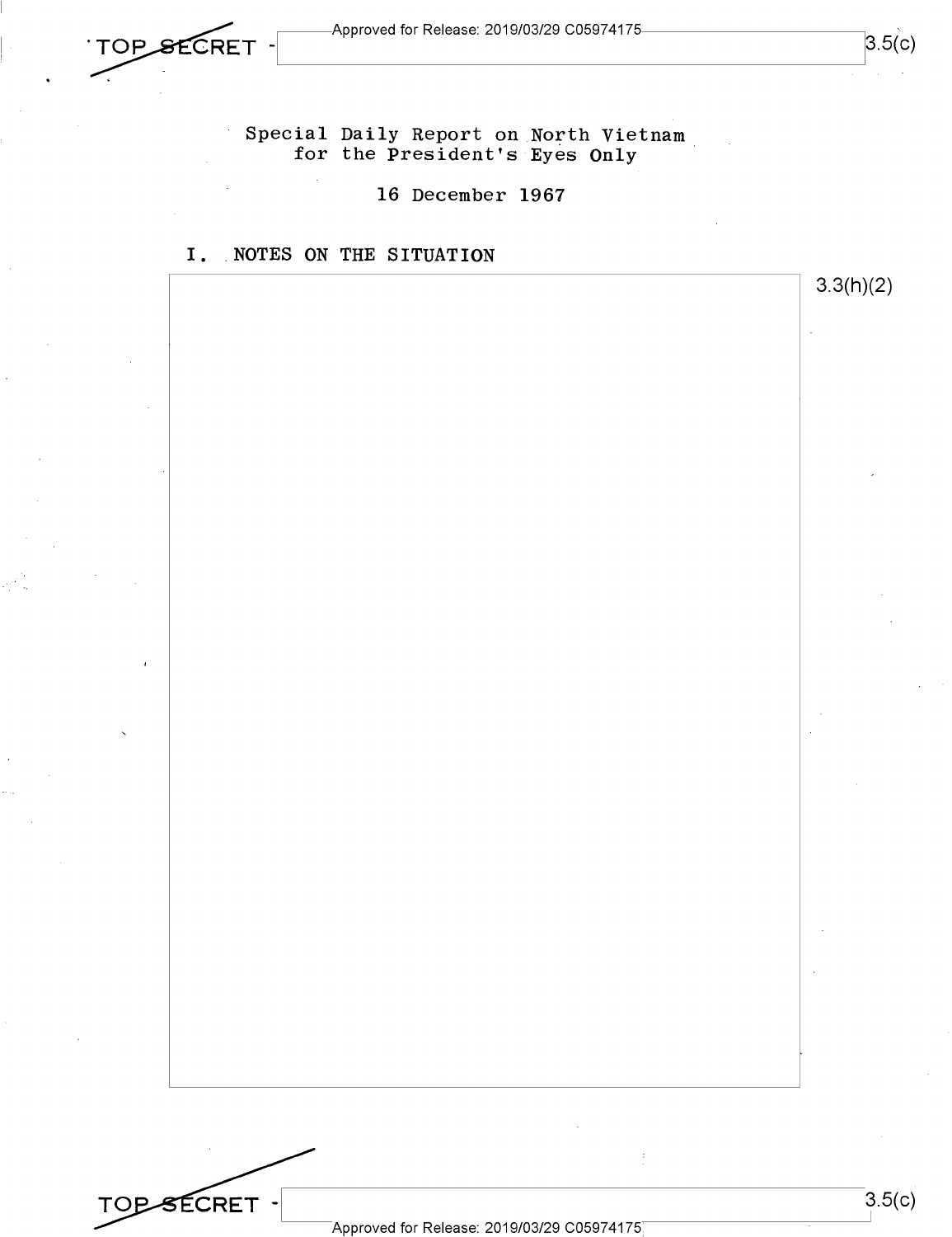TOP SECRET

Special Daily Report on North Vietnam
for the President's Eyes Only

16 December 1967

I. NOTES ON THE SITUATION

3.3(h)(2)

TOP SECRET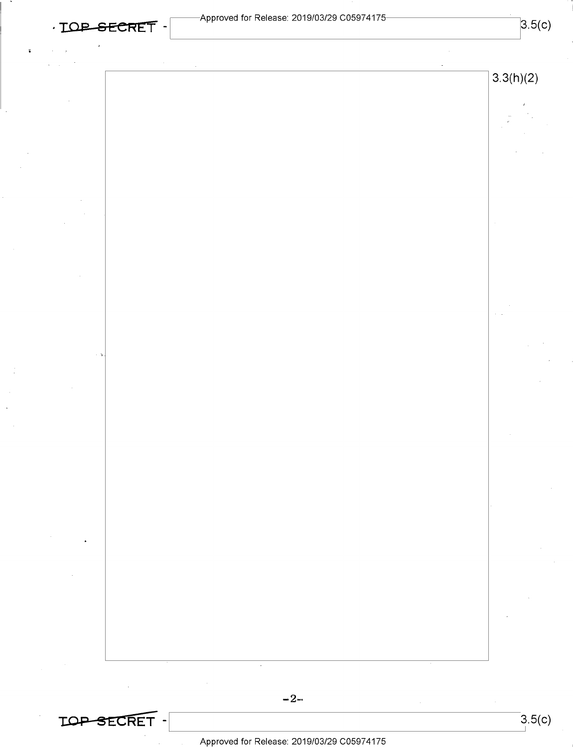3.3(h)(2)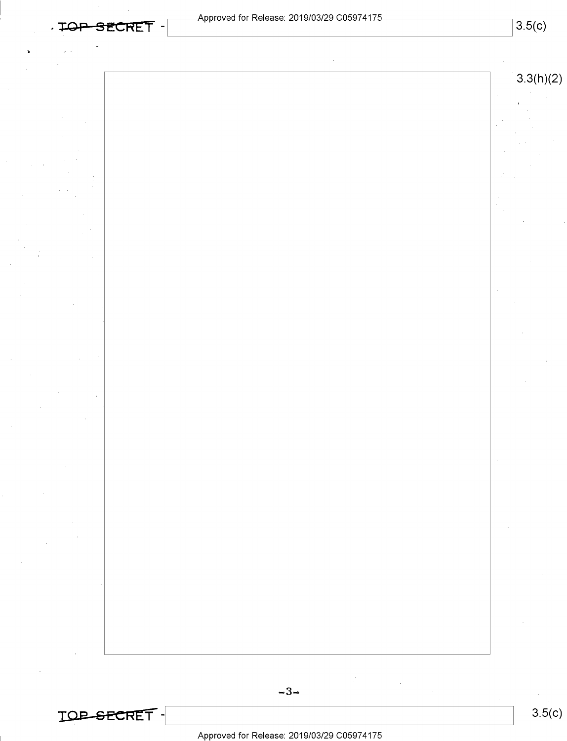3.3(h)(2)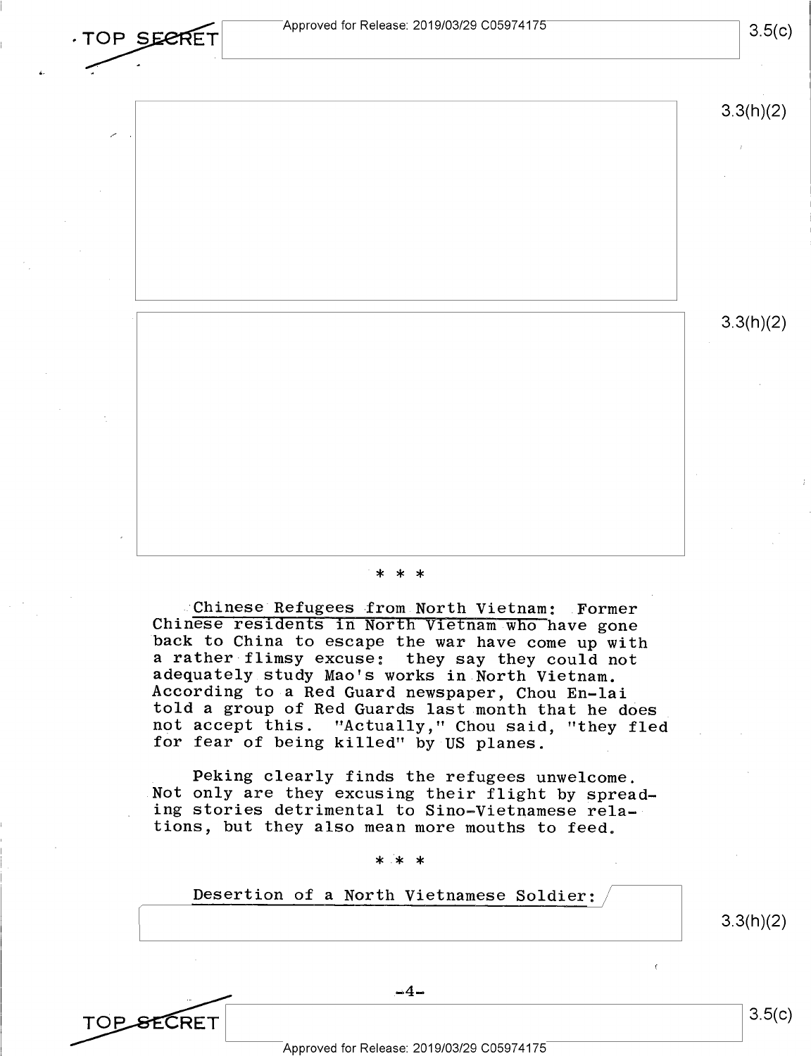\* \* \*

Chinese Refugees from North Vietnam: Former Chinese residents in North Vietnam who have gone back to China to escape the war have come up with a rather flimsy excuse: they say they could not adequately study Mao's works in North Vietnam. According to a Red Guard newspaper, Chou En-lai told a group of Red Guards last month that he does not accept this. "Actually," Chou said, "they fled for fear of being killed" by US planes.

Peking clearly finds the refugees unwelcome. Not only are they excusing their flight by spreading stories detrimental to Sino-Vietnamese relations, but they also mean more mouths to feed.

\* \* \*

Desertion of a North Vietnamese Soldier: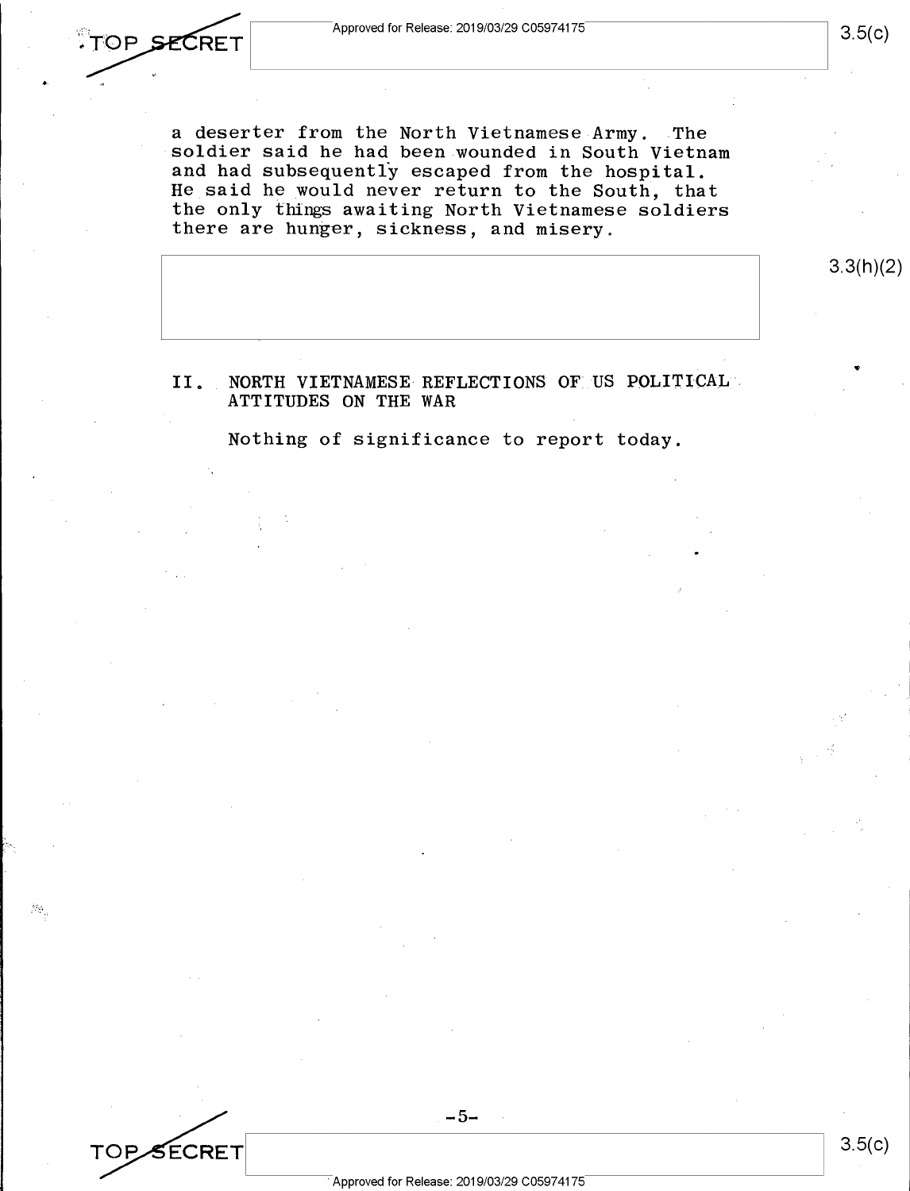a deserter from the North Vietnamese Army. The soldier said he had been wounded in South Vietnam and had subsequently escaped from the hospital. He said he would never return to the South, that the only things awaiting North Vietnamese soldiers there are hunger, sickness, and misery.

3.3(h)(2)

## II. NORTH VIETNAMESE REFLECTIONS OF US POLITICAL ATTITUDES ON THE WAR

Nothing of significance to report today.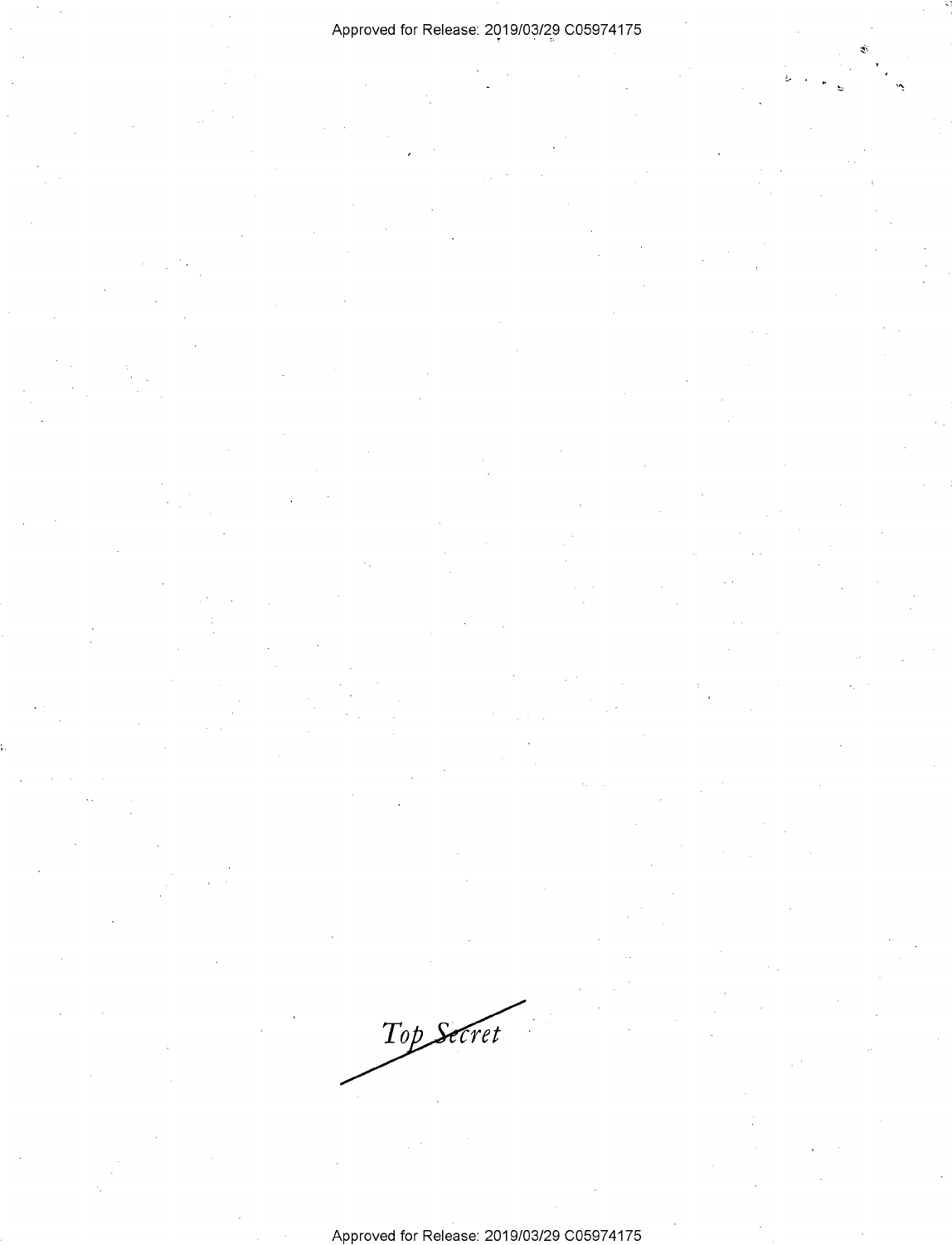*Top Secret*